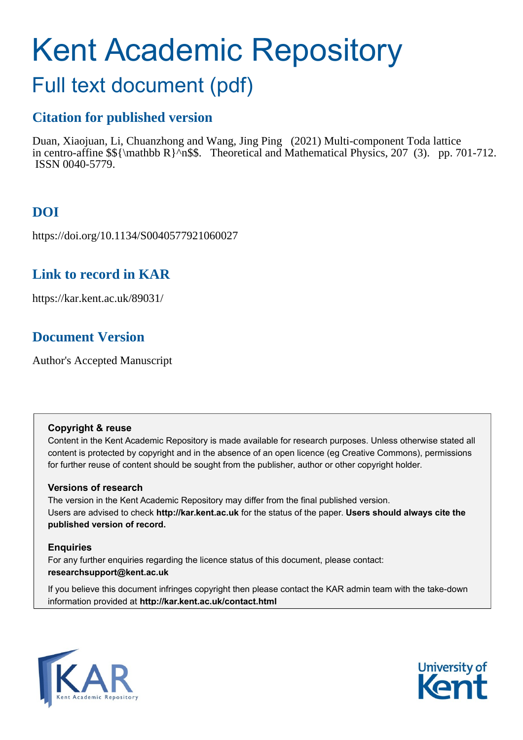# Kent Academic Repository

## Full text document (pdf)

## Citation for published version

Duan, Xiaojuan, Li, Chuanzhong and Wang, Jing Ping (2021) Multi-component Toda lattice in centro-affine $${\mathbb R}^n$$. Theoretical and Mathematical Physics, 207 (3). pp. 701-712. ISSN 0040-5779.

## DOI

https://doi.org/10.1134/S0040577921060027

## Link to record in KAR

https://kar.kent.ac.uk/89031/

## Document Version

Author's Accepted Manuscript

**Copyright & reuse**

Content in the Kent Academic Repository is made available for research purposes. Unless otherwise stated all content is protected by copyright and in the absence of an open licence (eg Creative Commons), permissions for further reuse of content should be sought from the publisher, author or other copyright holder.

**Versions of research**

The version in the Kent Academic Repository may differ from the final published version. Users are advised to check **http://kar.kent.ac.uk** for the status of the paper. **Users should always cite the published version of record.**

**Enquiries**

For any further enquiries regarding the licence status of this document, please contact: **researchsupport@kent.ac.uk**

If you believe this document infringes copyright then please contact the KAR admin team with the take-down information provided at **http://kar.kent.ac.uk/contact.html**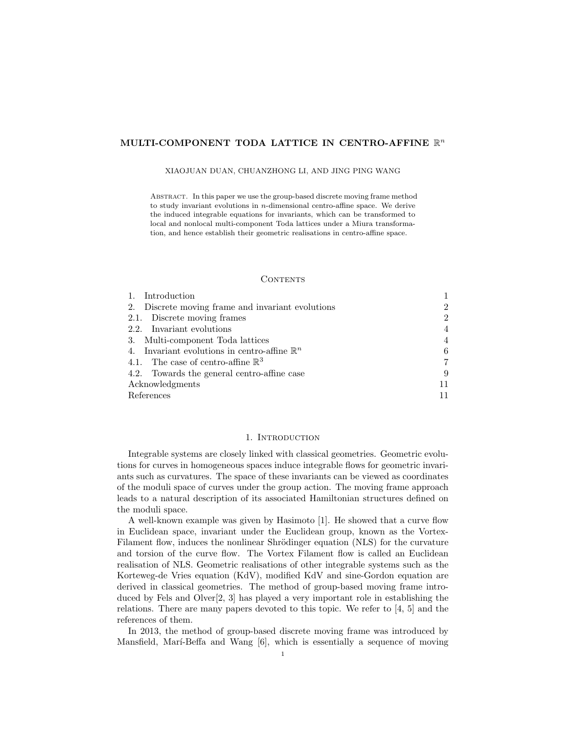# MULTI-COMPONENT TODA LATTICE IN CENTRO-AFFINE $\mathbb{R}^n$

XIAOJUAN DUAN, CHUANZHONG LI, AND JING PING WANG

Abstract. In this paper we use the group-based discrete moving frame method to study invariant evolutions in $n$-dimensional centro-affine space. We derive the induced integrable equations for invariants, which can be transformed to local and nonlocal multi-component Toda lattices under a Miura transformation, and hence establish their geometric realisations in centro-affine space.

## Contents

| | |
|---|---|
| 1. Introduction | 1 |
| 2. Discrete moving frame and invariant evolutions | 2 |
| 2.1. Discrete moving frames | 2 |
| 2.2. Invariant evolutions | 4 |
| 3. Multi-component Toda lattices | 4 |
| 4. Invariant evolutions in centro-affine $\mathbb{R}^n$ | 6 |
| 4.1. The case of centro-affine $\mathbb{R}^3$ | 7 |
| 4.2. Towards the general centro-affine case | 9 |
| Acknowledgments | 11 |
| References | 11 |

## 1. Introduction

Integrable systems are closely linked with classical geometries. Geometric evolutions for curves in homogeneous spaces induce integrable flows for geometric invariants such as curvatures. The space of these invariants can be viewed as coordinates of the moduli space of curves under the group action. The moving frame approach leads to a natural description of its associated Hamiltonian structures defined on the moduli space.

A well-known example was given by Hasimoto [1]. He showed that a curve flow in Euclidean space, invariant under the Euclidean group, known as the Vortex-Filament flow, induces the nonlinear Shrödinger equation (NLS) for the curvature and torsion of the curve flow. The Vortex Filament flow is called an Euclidean realisation of NLS. Geometric realisations of other integrable systems such as the Korteweg-de Vries equation (KdV), modified KdV and sine-Gordon equation are derived in classical geometries. The method of group-based moving frame introduced by Fels and Olver[2, 3] has played a very important role in establishing the relations. There are many papers devoted to this topic. We refer to [4, 5] and the references of them.

In 2013, the method of group-based discrete moving frame was introduced by Mansfield, Marí-Beffa and Wang [6], which is essentially a sequence of moving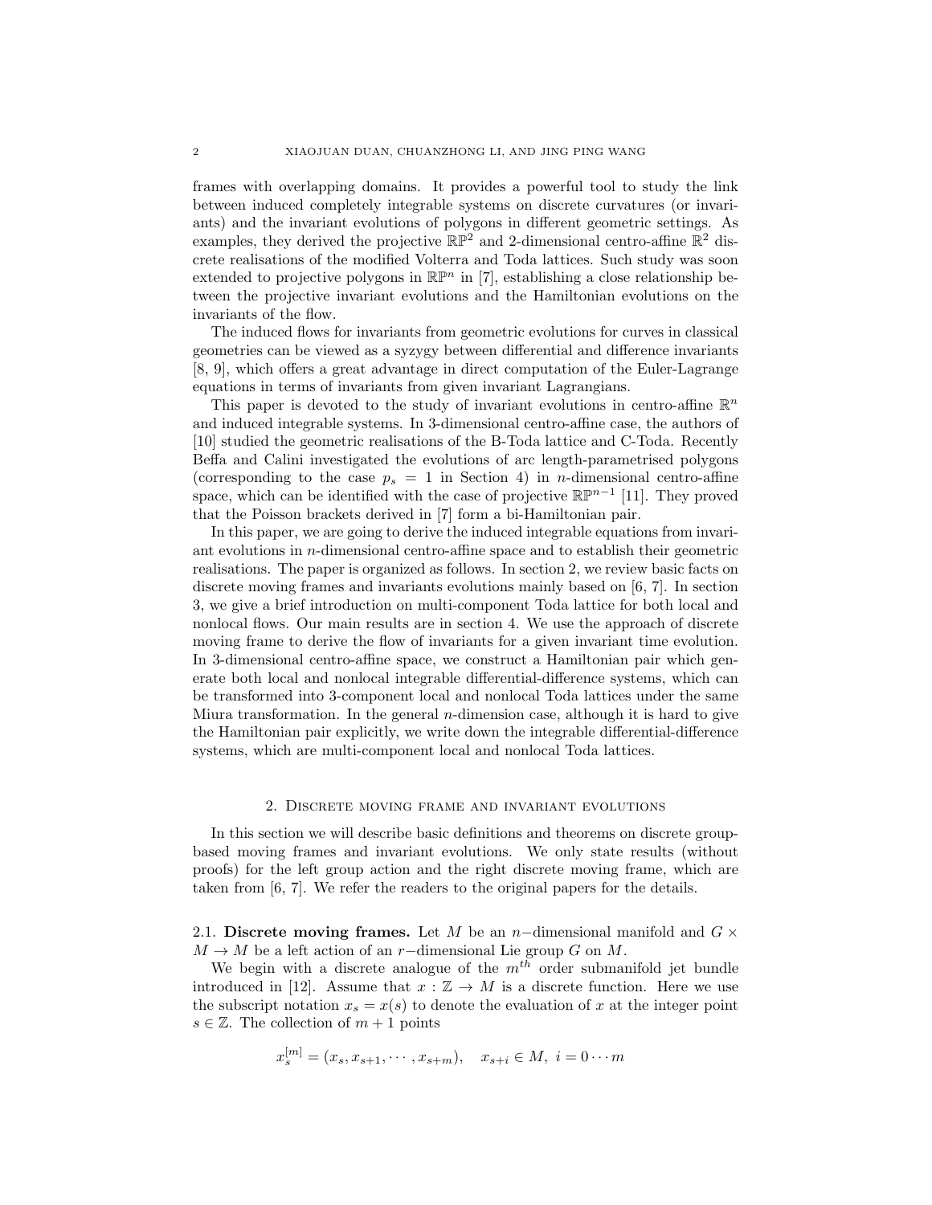frames with overlapping domains. It provides a powerful tool to study the link between induced completely integrable systems on discrete curvatures (or invariants) and the invariant evolutions of polygons in different geometric settings. As examples, they derived the projective $\mathbb{RP}^2$ and 2-dimensional centro-affine $\mathbb{R}^2$ discrete realisations of the modified Volterra and Toda lattices. Such study was soon extended to projective polygons in $\mathbb{RP}^n$ in [7], establishing a close relationship between the projective invariant evolutions and the Hamiltonian evolutions on the invariants of the flow.

The induced flows for invariants from geometric evolutions for curves in classical geometries can be viewed as a syzygy between differential and difference invariants [8, 9], which offers a great advantage in direct computation of the Euler-Lagrange equations in terms of invariants from given invariant Lagrangians.

This paper is devoted to the study of invariant evolutions in centro-affine $\mathbb{R}^n$ and induced integrable systems. In 3-dimensional centro-affine case, the authors of [10] studied the geometric realisations of the B-Toda lattice and C-Toda. Recently Beffa and Calini investigated the evolutions of arc length-parametrised polygons (corresponding to the case $p_s = 1$ in Section 4) in $n$-dimensional centro-affine space, which can be identified with the case of projective $\mathbb{RP}^{n-1}$ [11]. They proved that the Poisson brackets derived in [7] form a bi-Hamiltonian pair.

In this paper, we are going to derive the induced integrable equations from invariant evolutions in $n$-dimensional centro-affine space and to establish their geometric realisations. The paper is organized as follows. In section 2, we review basic facts on discrete moving frames and invariants evolutions mainly based on [6, 7]. In section 3, we give a brief introduction on multi-component Toda lattice for both local and nonlocal flows. Our main results are in section 4. We use the approach of discrete moving frame to derive the flow of invariants for a given invariant time evolution. In 3-dimensional centro-affine space, we construct a Hamiltonian pair which generate both local and nonlocal integrable differential-difference systems, which can be transformed into 3-component local and nonlocal Toda lattices under the same Miura transformation. In the general $n$-dimension case, although it is hard to give the Hamiltonian pair explicitly, we write down the integrable differential-difference systems, which are multi-component local and nonlocal Toda lattices.

## 2. Discrete moving frame and invariant evolutions

In this section we will describe basic definitions and theorems on discrete group-based moving frames and invariant evolutions. We only state results (without proofs) for the left group action and the right discrete moving frame, which are taken from [6, 7]. We refer the readers to the original papers for the details.

### 2.1. Discrete moving frames.

Let $M$ be an $n-$dimensional manifold and $G \times M \to M$ be a left action of an $r-$dimensional Lie group $G$ on $M$.

We begin with a discrete analogue of the $m^{th}$ order submanifold jet bundle introduced in [12]. Assume that $x : \mathbb{Z} \to M$ is a discrete function. Here we use the subscript notation $x_s = x(s)$ to denote the evaluation of $x$ at the integer point $s \in \mathbb{Z}$. The collection of $m + 1$ points

$$x_s^{[m]} = (x_s, x_{s+1}, \cdots, x_{s+m}), \quad x_{s+i} \in M, \ i = 0 \cdots m$$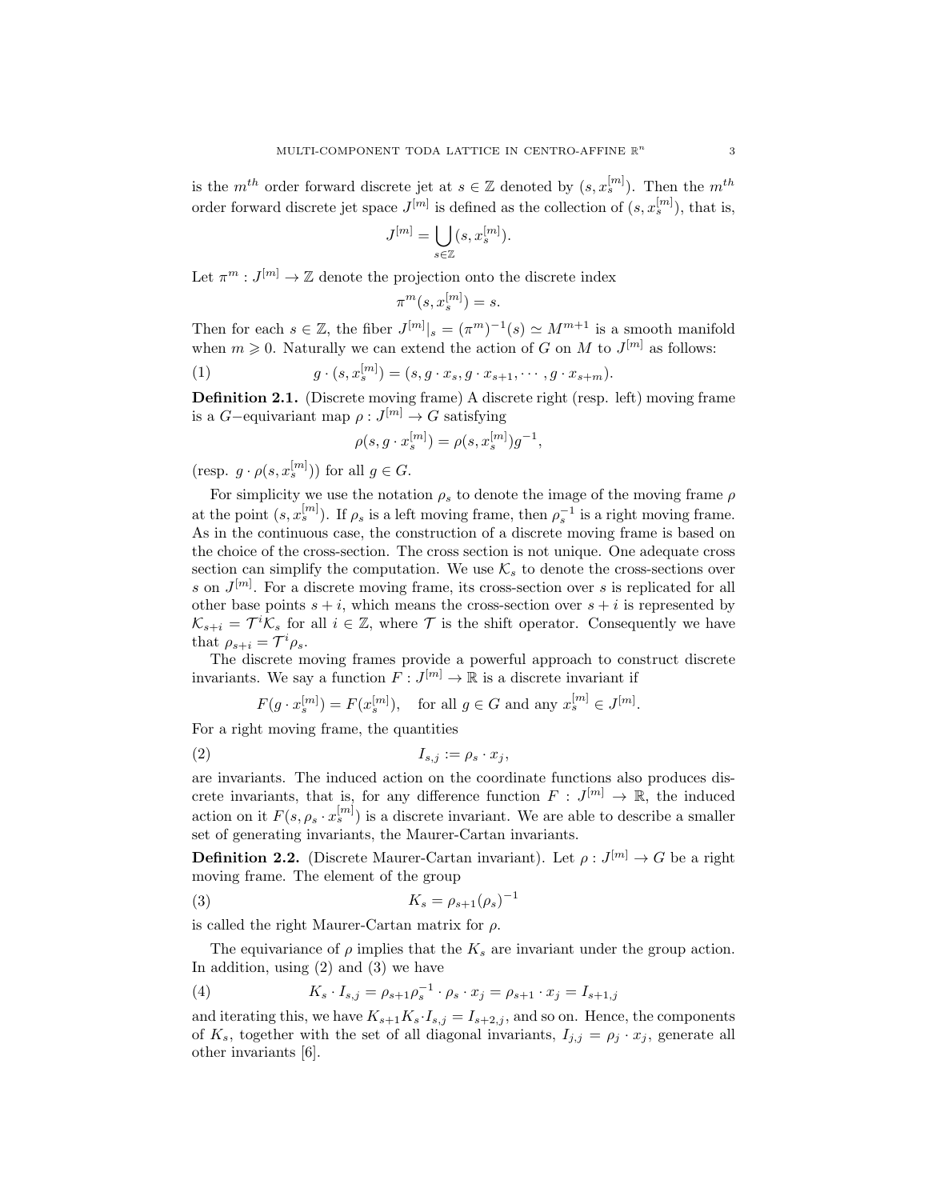is the $m^{th}$ order forward discrete jet at $s \in \mathbb{Z}$ denoted by $(s, x_s^{[m]})$. Then the $m^{th}$ order forward discrete jet space $J^{[m]}$ is defined as the collection of $(s, x_s^{[m]})$, that is,

$$J^{[m]} = \bigcup_{s \in \mathbb{Z}} (s, x_s^{[m]}).$$

Let $\pi^m : J^{[m]} \to \mathbb{Z}$ denote the projection onto the discrete index

$$\pi^m(s, x_s^{[m]}) = s.$$

Then for each $s \in \mathbb{Z}$, the fiber $J^{[m]}|_s = (\pi^m)^{-1}(s) \simeq M^{m+1}$ is a smooth manifold when $m \geqslant 0$. Naturally we can extend the action of $G$ on $M$ to $J^{[m]}$ as follows:

$$g \cdot (s, x_s^{[m]}) = (s, g \cdot x_s, g \cdot x_{s+1}, \cdots, g \cdot x_{s+m}). \tag{1}$$

**Definition 2.1.** (Discrete moving frame) A discrete right (resp. left) moving frame is a $G-$equivariant map $\rho : J^{[m]} \to G$ satisfying

$$\rho(s, g \cdot x_s^{[m]}) = \rho(s, x_s^{[m]}) g^{-1},$$

(resp. $g \cdot \rho(s, x_s^{[m]})$) for all $g \in G$.

For simplicity we use the notation $\rho_s$ to denote the image of the moving frame $\rho$ at the point $(s, x_s^{[m]})$. If $\rho_s$ is a left moving frame, then $\rho_s^{-1}$ is a right moving frame. As in the continuous case, the construction of a discrete moving frame is based on the choice of the cross-section. The cross section is not unique. One adequate cross section can simplify the computation. We use $\mathcal{K}_s$ to denote the cross-sections over $s$ on $J^{[m]}$. For a discrete moving frame, its cross-section over $s$ is replicated for all other base points $s+i$, which means the cross-section over $s+i$ is represented by $\mathcal{K}_{s+i} = \mathcal{T}^i \mathcal{K}_s$ for all $i \in \mathbb{Z}$, where $\mathcal{T}$ is the shift operator. Consequently we have that $\rho_{s+i} = \mathcal{T}^i \rho_s$.

The discrete moving frames provide a powerful approach to construct discrete invariants. We say a function $F : J^{[m]} \to \mathbb{R}$ is a discrete invariant if

$$F(g \cdot x_s^{[m]}) = F(x_s^{[m]}), \quad \text{for all } g \in G \text{ and any } x_s^{[m]} \in J^{[m]}.$$

For a right moving frame, the quantities

$$I_{s,j} := \rho_s \cdot x_j, \tag{2}$$

are invariants. The induced action on the coordinate functions also produces discrete invariants, that is, for any difference function $F : J^{[m]} \to \mathbb{R}$, the induced action on it $F(s, \rho_s \cdot x_s^{[m]})$ is a discrete invariant. We are able to describe a smaller set of generating invariants, the Maurer-Cartan invariants.

**Definition 2.2.** (Discrete Maurer-Cartan invariant). Let $\rho : J^{[m]} \to G$ be a right moving frame. The element of the group

$$K_s = \rho_{s+1} (\rho_s)^{-1} \tag{3}$$

is called the right Maurer-Cartan matrix for $\rho$.

The equivariance of $\rho$ implies that the $K_s$ are invariant under the group action. In addition, using (2) and (3) we have

$$K_s \cdot I_{s,j} = \rho_{s+1} \rho_s^{-1} \cdot \rho_s \cdot x_j = \rho_{s+1} \cdot x_j = I_{s+1,j} \tag{4}$$

and iterating this, we have $K_{s+1} K_s \cdot I_{s,j} = I_{s+2,j}$, and so on. Hence, the components of $K_s$, together with the set of all diagonal invariants, $I_{j,j} = \rho_j \cdot x_j$, generate all other invariants [6].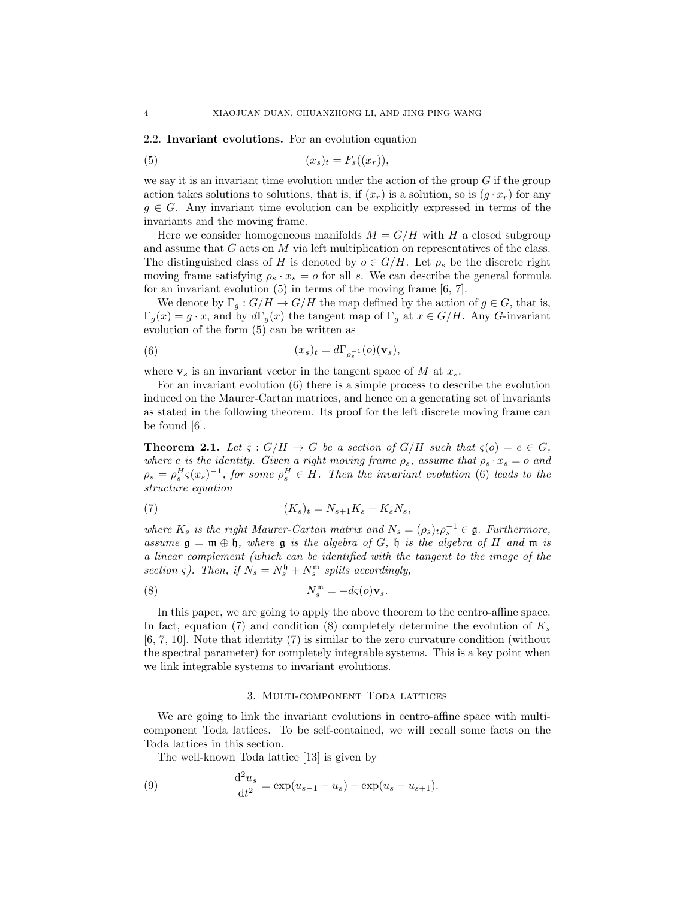### 2.2. Invariant evolutions.

For an evolution equation

$$(x_s)_t = F_s((x_r)), \tag{5}$$

we say it is an invariant time evolution under the action of the group $G$ if the group action takes solutions to solutions, that is, if $(x_r)$ is a solution, so is $(g \cdot x_r)$ for any $g \in G$. Any invariant time evolution can be explicitly expressed in terms of the invariants and the moving frame.

Here we consider homogeneous manifolds $M = G/H$ with $H$ a closed subgroup and assume that $G$ acts on $M$ via left multiplication on representatives of the class. The distinguished class of $H$ is denoted by $o \in G/H$. Let $\rho_s$ be the discrete right moving frame satisfying $\rho_s \cdot x_s = o$ for all $s$. We can describe the general formula for an invariant evolution (5) in terms of the moving frame [6, 7].

We denote by $\Gamma_g : G/H \to G/H$ the map defined by the action of $g \in G$, that is, $\Gamma_g(x) = g \cdot x$, and by $d\Gamma_g(x)$ the tangent map of $\Gamma_g$ at $x \in G/H$. Any $G$-invariant evolution of the form (5) can be written as

$$(x_s)_t = d\Gamma_{\rho_s^{-1}}(o)(\mathbf{v}_s), \tag{6}$$

where $\mathbf{v}_s$ is an invariant vector in the tangent space of $M$ at $x_s$.

For an invariant evolution (6) there is a simple process to describe the evolution induced on the Maurer-Cartan matrices, and hence on a generating set of invariants as stated in the following theorem. Its proof for the left discrete moving frame can be found [6].

**Theorem 2.1.** *Let $\varsigma : G/H \to G$ be a section of $G/H$ such that $\varsigma(o) = e \in G$, where $e$ is the identity. Given a right moving frame $\rho_s$, assume that $\rho_s \cdot x_s = o$ and $\rho_s = \rho_s^H \varsigma(x_s)^{-1}$, for some $\rho_s^H \in H$. Then the invariant evolution (6) leads to the structure equation*

$$(K_s)_t = N_{s+1} K_s - K_s N_s, \tag{7}$$

*where $K_s$ is the right Maurer-Cartan matrix and $N_s = (\rho_s)_t \rho_s^{-1} \in \mathfrak{g}$. Furthermore, assume $\mathfrak{g} = \mathfrak{m} \oplus \mathfrak{h}$, where $\mathfrak{g}$ is the algebra of $G$, $\mathfrak{h}$ is the algebra of $H$ and $\mathfrak{m}$ is a linear complement (which can be identified with the tangent to the image of the section $\varsigma$). Then, if $N_s = N_s^{\mathfrak{h}} + N_s^{\mathfrak{m}}$ splits accordingly,*

$$N_s^{\mathfrak{m}} = -d\varsigma(o)\mathbf{v}_s. \tag{8}$$

In this paper, we are going to apply the above theorem to the centro-affine space. In fact, equation (7) and condition (8) completely determine the evolution of $K_s$ [6, 7, 10]. Note that identity (7) is similar to the zero curvature condition (without the spectral parameter) for completely integrable systems. This is a key point when we link integrable systems to invariant evolutions.

## 3. Multi-component Toda lattices

We are going to link the invariant evolutions in centro-affine space with multi-component Toda lattices. To be self-contained, we will recall some facts on the Toda lattices in this section.

The well-known Toda lattice [13] is given by

$$\frac{\mathrm{d}^2 u_s}{\mathrm{d}t^2} = \exp(u_{s-1} - u_s) - \exp(u_s - u_{s+1}). \tag{9}$$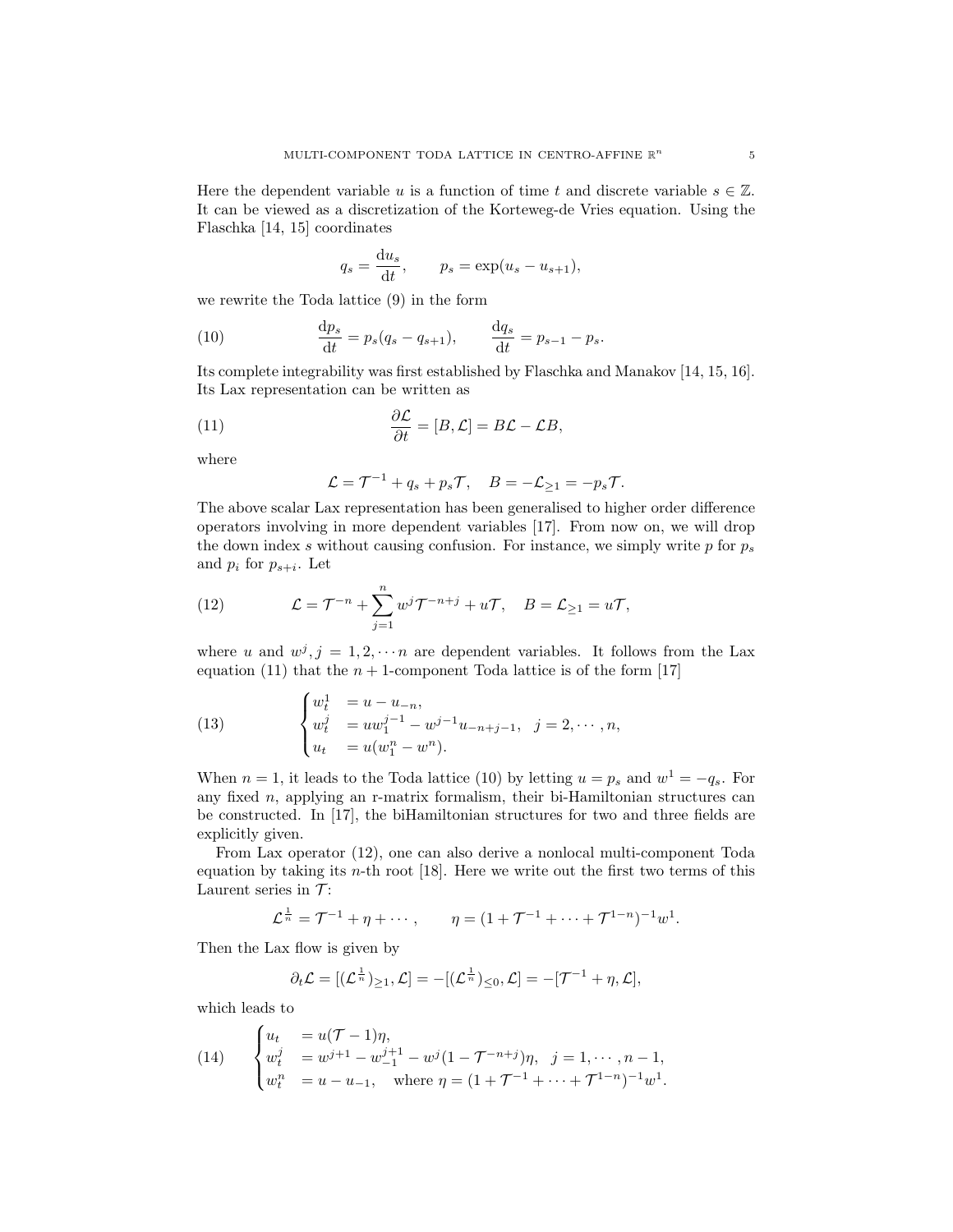Here the dependent variable $u$ is a function of time $t$ and discrete variable $s \in \mathbb{Z}$. It can be viewed as a discretization of the Korteweg-de Vries equation. Using the Flaschka [14, 15] coordinates

$$q_s = \frac{\mathrm{d}u_s}{\mathrm{d}t}, \qquad p_s = \exp(u_s - u_{s+1}),$$

we rewrite the Toda lattice (9) in the form

$$\frac{\mathrm{d}p_s}{\mathrm{d}t} = p_s(q_s - q_{s+1}), \qquad \frac{\mathrm{d}q_s}{\mathrm{d}t} = p_{s-1} - p_s. \tag{10}$$

Its complete integrability was first established by Flaschka and Manakov [14, 15, 16]. Its Lax representation can be written as

$$\frac{\partial \mathcal{L}}{\partial t} = [B, \mathcal{L}] = B\mathcal{L} - \mathcal{L}B, \tag{11}$$

where

$$\mathcal{L} = \mathcal{T}^{-1} + q_s + p_s\mathcal{T}, \quad B = -\mathcal{L}_{\geq 1} = -p_s\mathcal{T}.$$

The above scalar Lax representation has been generalised to higher order difference operators involving in more dependent variables [17]. From now on, we will drop the down index $s$ without causing confusion. For instance, we simply write $p$ for $p_s$ and $p_i$ for $p_{s+i}$. Let

$$\mathcal{L} = \mathcal{T}^{-n} + \sum_{j=1}^{n} w^j \mathcal{T}^{-n+j} + u\mathcal{T}, \quad B = \mathcal{L}_{\geq 1} = u\mathcal{T}, \tag{12}$$

where $u$ and $w^j, j = 1, 2, \cdots n$ are dependent variables. It follows from the Lax equation (11) that the $n+1$-component Toda lattice is of the form [17]

$$\begin{cases} w^1_t &= u - u_{-n}, \\ w^j_t &= u w^{j-1}_1 - w^{j-1} u_{-n+j-1}, \quad j = 2, \cdots, n, \\ u_t &= u(w^n_1 - w^n). \end{cases} \tag{13}$$

When $n = 1$, it leads to the Toda lattice (10) by letting $u = p_s$ and $w^1 = -q_s$. For any fixed $n$, applying an r-matrix formalism, their bi-Hamiltonian structures can be constructed. In [17], the biHamiltonian structures for two and three fields are explicitly given.

From Lax operator (12), one can also derive a nonlocal multi-component Toda equation by taking its $n$-th root [18]. Here we write out the first two terms of this Laurent series in $\mathcal{T}$:

$$\mathcal{L}^{\frac{1}{n}} = \mathcal{T}^{-1} + \eta + \cdots, \qquad \eta = (1 + \mathcal{T}^{-1} + \cdots + \mathcal{T}^{1-n})^{-1} w^1.$$

Then the Lax flow is given by

$$\partial_t \mathcal{L} = [(\mathcal{L}^{\frac{1}{n}})_{\geq 1}, \mathcal{L}] = -[(\mathcal{L}^{\frac{1}{n}})_{\leq 0}, \mathcal{L}] = -[\mathcal{T}^{-1} + \eta, \mathcal{L}],$$

which leads to

$$\begin{cases} u_t &= u(\mathcal{T} - 1)\eta, \\ w^j_t &= w^{j+1} - w^{j+1}_{-1} - w^j(1 - \mathcal{T}^{-n+j})\eta, \quad j = 1, \cdots, n-1, \\ w^n_t &= u - u_{-1}, \quad \text{where } \eta = (1 + \mathcal{T}^{-1} + \cdots + \mathcal{T}^{1-n})^{-1} w^1. \end{cases} \tag{14}$$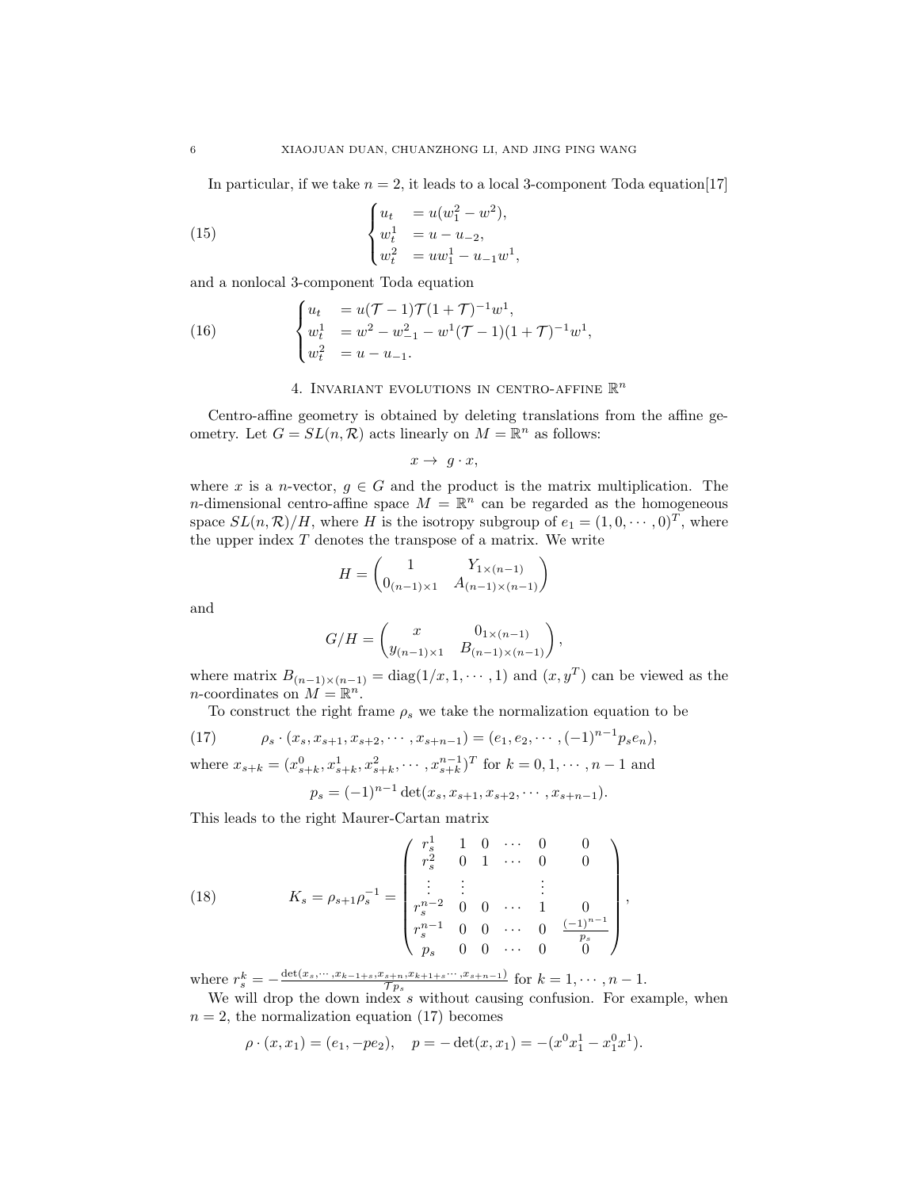In particular, if we take $n = 2$, it leads to a local 3-component Toda equation[17]

$$
\begin{cases} u_t &= u(w_1^2 - w^2), \\ w_t^1 &= u - u_{-2}, \\ w_t^2 &= u w_1^1 - u_{-1} w^1, \end{cases} \tag{15}
$$

and a nonlocal 3-component Toda equation

$$
\begin{cases} u_t &= u(\mathcal{T} - 1)\mathcal{T}(1 + \mathcal{T})^{-1} w^1, \\ w_t^1 &= w^2 - w_{-1}^2 - w^1(\mathcal{T} - 1)(1 + \mathcal{T})^{-1} w^1, \\ w_t^2 &= u - u_{-1}. \end{cases} \tag{16}
$$

## 4. Invariant evolutions in centro-affine $\mathbb{R}^n$

Centro-affine geometry is obtained by deleting translations from the affine geometry. Let $G = SL(n, \mathcal{R})$ acts linearly on $M = \mathbb{R}^n$ as follows:

$$
x \to \; g \cdot x,
$$

where $x$ is a $n$-vector, $g \in G$ and the product is the matrix multiplication. The $n$-dimensional centro-affine space $M = \mathbb{R}^n$ can be regarded as the homogeneous space $SL(n, \mathcal{R})/H$, where $H$ is the isotropy subgroup of $e_1 = (1, 0, \cdots, 0)^T$, where the upper index $T$ denotes the transpose of a matrix. We write

$$
H = \begin{pmatrix} 1 & Y_{1\times(n-1)} \\ 0_{(n-1)\times 1} & A_{(n-1)\times(n-1)} \end{pmatrix}
$$

and

$$
G/H = \begin{pmatrix} x & 0_{1\times(n-1)} \\ y_{(n-1)\times 1} & B_{(n-1)\times(n-1)} \end{pmatrix},
$$

where matrix $B_{(n-1)\times(n-1)} = \mathrm{diag}(1/x, 1, \cdots, 1)$ and $(x, y^T)$ can be viewed as the $n$-coordinates on $M = \mathbb{R}^n$.

To construct the right frame $\rho_s$ we take the normalization equation to be

$$
\rho_s \cdot (x_s, x_{s+1}, x_{s+2}, \cdots, x_{s+n-1}) = (e_1, e_2, \cdots, (-1)^{n-1} p_s e_n), \tag{17}
$$

where $x_{s+k} = (x_{s+k}^0, x_{s+k}^1, x_{s+k}^2, \cdots, x_{s+k}^{n-1})^T$ for $k = 0, 1, \cdots, n-1$ and

$$
p_s = (-1)^{n-1} \det(x_s, x_{s+1}, x_{s+2}, \cdots, x_{s+n-1}).
$$

This leads to the right Maurer-Cartan matrix

$$
K_s = \rho_{s+1}\rho_s^{-1} = \begin{pmatrix} r_s^1 & 1 & 0 & \cdots & 0 & 0 \\ r_s^2 & 0 & 1 & \cdots & 0 & 0 \\ \vdots & \vdots & & & \vdots & \\ r_s^{n-2} & 0 & 0 & \cdots & 1 & 0 \\ r_s^{n-1} & 0 & 0 & \cdots & 0 & \frac{(-1)^{n-1}}{p_s} \\ p_s & 0 & 0 & \cdots & 0 & 0 \end{pmatrix}, \tag{18}
$$

where $r_s^k = -\frac{\det(x_s, \cdots, x_{k-1+s}, x_{s+n}, x_{k+1+s} \cdots, x_{s+n-1})}{\mathcal{T} p_s}$ for $k = 1, \cdots, n-1$.

We will drop the down index $s$ without causing confusion. For example, when $n = 2$, the normalization equation (17) becomes

$$
\rho \cdot (x, x_1) = (e_1, -p e_2), \quad p = -\det(x, x_1) = -(x^0 x_1^1 - x_1^0 x^1).
$$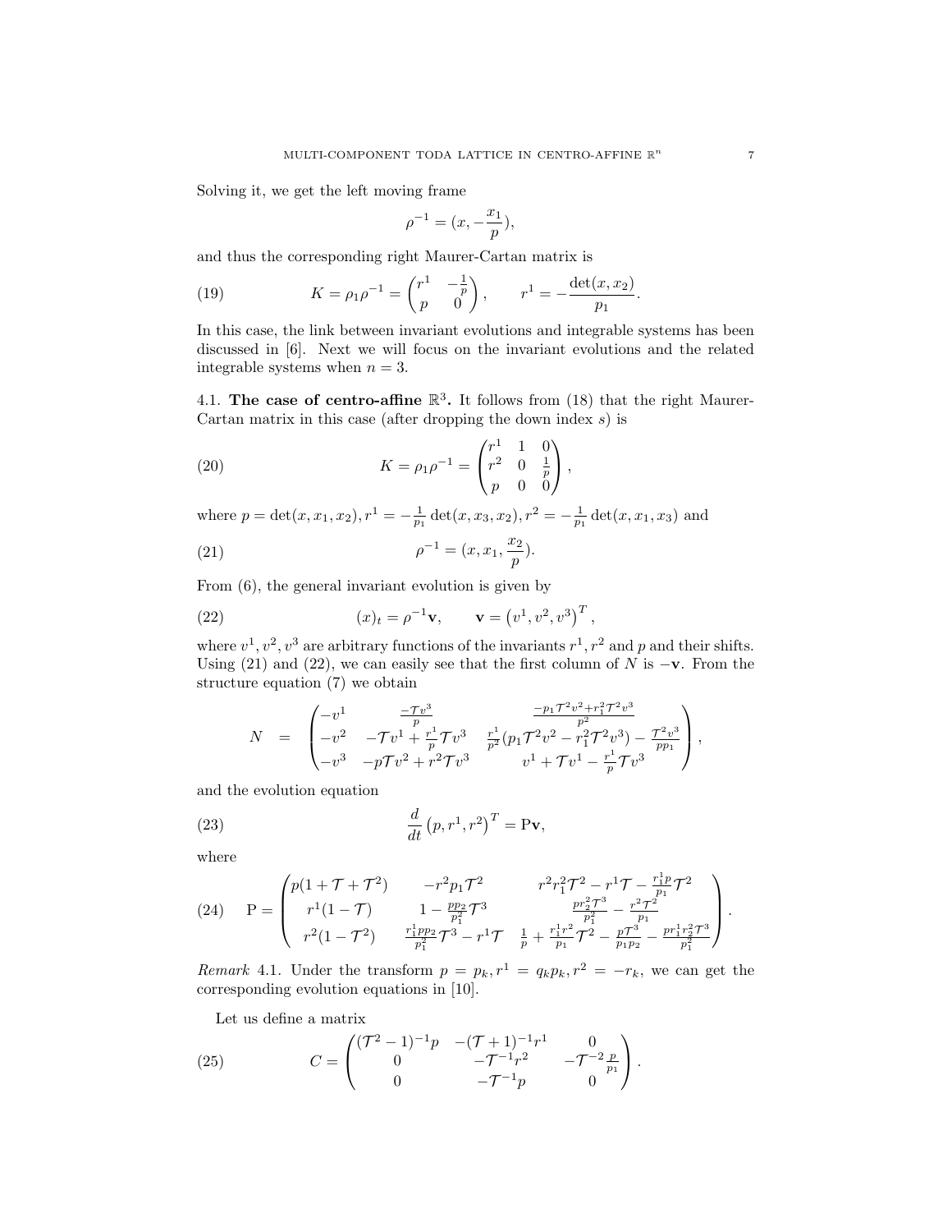Solving it, we get the left moving frame

$$\rho^{-1} = (x, -\frac{x_1}{p}),$$

and thus the corresponding right Maurer-Cartan matrix is

$$K = \rho_1 \rho^{-1} = \begin{pmatrix} r^1 & -\frac{1}{p} \\ p & 0 \end{pmatrix}, \qquad r^1 = -\frac{\det(x, x_2)}{p_1}. \tag{19}$$

In this case, the link between invariant evolutions and integrable systems has been discussed in [6]. Next we will focus on the invariant evolutions and the related integrable systems when $n = 3$.

**4.1. The case of centro-affine $\mathbb{R}^3$.** It follows from (18) that the right Maurer-Cartan matrix in this case (after dropping the down index $s$) is

$$K = \rho_1 \rho^{-1} = \begin{pmatrix} r^1 & 1 & 0 \\ r^2 & 0 & \frac{1}{p} \\ p & 0 & 0 \end{pmatrix}, \tag{20}$$

where $p = \det(x, x_1, x_2), r^1 = -\frac{1}{p_1} \det(x, x_3, x_2), r^2 = -\frac{1}{p_1} \det(x, x_1, x_3)$ and

$$\rho^{-1} = (x, x_1, \frac{x_2}{p}). \tag{21}$$

From (6), the general invariant evolution is given by

$$(x)_t = \rho^{-1} \mathbf{v}, \qquad \mathbf{v} = \left(v^1, v^2, v^3\right)^T, \tag{22}$$

where $v^1, v^2, v^3$ are arbitrary functions of the invariants $r^1, r^2$ and $p$ and their shifts. Using (21) and (22), we can easily see that the first column of $N$ is $-\mathbf{v}$. From the structure equation (7) we obtain

$$N = \begin{pmatrix} -v^1 & \frac{-\mathcal{T} v^3}{p} & \frac{-p_1 \mathcal{T}^2 v^2 + r_1^2 \mathcal{T}^2 v^3}{p^2} \\ -v^2 & -\mathcal{T} v^1 + \frac{r^1}{p} \mathcal{T} v^3 & \frac{r^1}{p^2}(p_1 \mathcal{T}^2 v^2 - r_1^2 \mathcal{T}^2 v^3) - \frac{\mathcal{T}^2 v^3}{p p_1} \\ -v^3 & -p \mathcal{T} v^2 + r^2 \mathcal{T} v^3 & v^1 + \mathcal{T} v^1 - \frac{r^1}{p} \mathcal{T} v^3 \end{pmatrix},$$

and the evolution equation

$$\frac{d}{dt}\left(p, r^1, r^2\right)^T = \mathrm{P}\mathbf{v}, \tag{23}$$

where

$$\mathrm{P} = \begin{pmatrix} p(1 + \mathcal{T} + \mathcal{T}^2) & -r^2 p_1 \mathcal{T}^2 & r^2 r_1^2 \mathcal{T}^2 - r^1 \mathcal{T} - \frac{r_1^1 p}{p_1} \mathcal{T}^2 \\ r^1(1 - \mathcal{T}) & 1 - \frac{p p_2}{p_1^2} \mathcal{T}^3 & \frac{p r_2^2 \mathcal{T}^3}{p_1^2} - \frac{r^2 \mathcal{T}^2}{p_1} \\ r^2(1 - \mathcal{T}^2) & \frac{r_1^1 p p_2}{p_1^2} \mathcal{T}^3 - r^1 \mathcal{T} & \frac{1}{p} + \frac{r_1^1 r^2}{p_1} \mathcal{T}^2 - \frac{p \mathcal{T}^3}{p_1 p_2} - \frac{p r_1^1 r_2^2 \mathcal{T}^3}{p_1^2} \end{pmatrix}. \tag{24}$$

*Remark* 4.1. Under the transform $p = p_k, r^1 = q_k p_k, r^2 = -r_k$, we can get the corresponding evolution equations in [10].

Let us define a matrix

$$C = \begin{pmatrix} (\mathcal{T}^2 - 1)^{-1} p & -(\mathcal{T} + 1)^{-1} r^1 & 0 \\ 0 & -\mathcal{T}^{-1} r^2 & -\mathcal{T}^{-2} \frac{p}{p_1} \\ 0 & -\mathcal{T}^{-1} p & 0 \end{pmatrix}. \tag{25}$$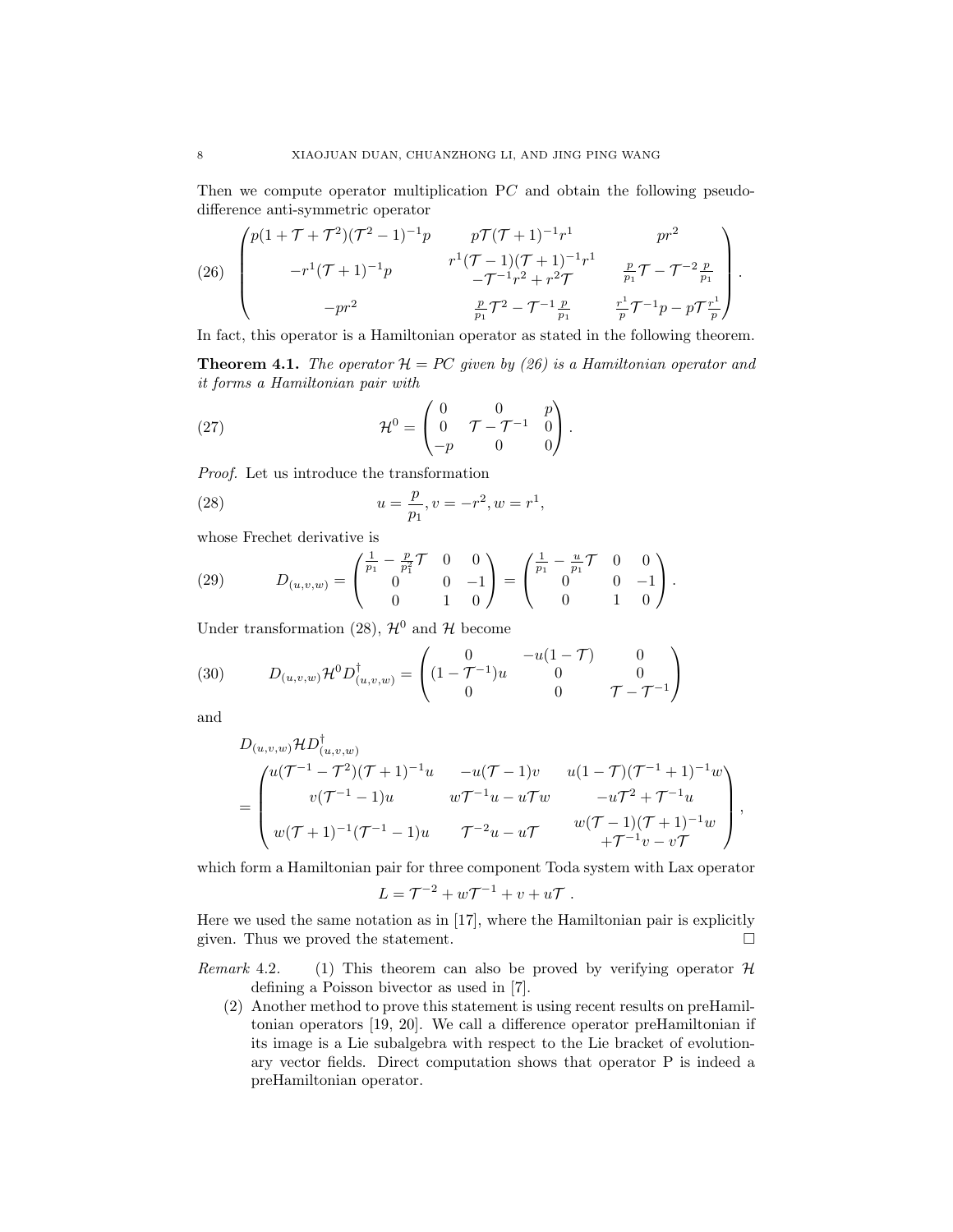Then we compute operator multiplication P$C$ and obtain the following pseudo-difference anti-symmetric operator

$$
\begin{pmatrix}
p(1+\mathcal{T}+\mathcal{T}^2)(\mathcal{T}^2-1)^{-1}p & p\mathcal{T}(\mathcal{T}+1)^{-1}r^1 & pr^2 \\
-r^1(\mathcal{T}+1)^{-1}p & \begin{matrix} r^1(\mathcal{T}-1)(\mathcal{T}+1)^{-1}r^1 \\ -\mathcal{T}^{-1}r^2+r^2\mathcal{T} \end{matrix} & \frac{p}{p_1}\mathcal{T}-\mathcal{T}^{-2}\frac{p}{p_1} \\
-pr^2 & \frac{p}{p_1}\mathcal{T}^2-\mathcal{T}^{-1}\frac{p}{p_1} & \frac{r^1}{p}\mathcal{T}^{-1}p-p\mathcal{T}\frac{r^1}{p}
\end{pmatrix}. \tag{26}
$$

In fact, this operator is a Hamiltonian operator as stated in the following theorem.

**Theorem 4.1.** *The operator $\mathcal{H}=PC$ given by (26) is a Hamiltonian operator and it forms a Hamiltonian pair with*

$$
\mathcal{H}^0=\begin{pmatrix} 0 & 0 & p \\ 0 & \mathcal{T}-\mathcal{T}^{-1} & 0 \\ -p & 0 & 0 \end{pmatrix}. \tag{27}
$$

*Proof.* Let us introduce the transformation

$$
u=\frac{p}{p_1}, v=-r^2, w=r^1, \tag{28}
$$

whose Frechet derivative is

$$
D_{(u,v,w)}=\begin{pmatrix} \frac{1}{p_1}-\frac{p}{p_1^2}\mathcal{T} & 0 & 0 \\ 0 & 0 & -1 \\ 0 & 1 & 0 \end{pmatrix}=\begin{pmatrix} \frac{1}{p_1}-\frac{u}{p_1}\mathcal{T} & 0 & 0 \\ 0 & 0 & -1 \\ 0 & 1 & 0 \end{pmatrix}. \tag{29}
$$

Under transformation (28), $\mathcal{H}^0$ and $\mathcal{H}$ become

$$
D_{(u,v,w)}\mathcal{H}^0D^{\dagger}_{(u,v,w)}=\begin{pmatrix} 0 & -u(1-\mathcal{T}) & 0 \\ (1-\mathcal{T}^{-1})u & 0 & 0 \\ 0 & 0 & \mathcal{T}-\mathcal{T}^{-1} \end{pmatrix} \tag{30}
$$

and

$$
D_{(u,v,w)}\mathcal{H}D^{\dagger}_{(u,v,w)}
$$
$$
=\begin{pmatrix}
u(\mathcal{T}^{-1}-\mathcal{T}^2)(\mathcal{T}+1)^{-1}u & -u(\mathcal{T}-1)v & u(1-\mathcal{T})(\mathcal{T}^{-1}+1)^{-1}w \\
v(\mathcal{T}^{-1}-1)u & w\mathcal{T}^{-1}u-u\mathcal{T}w & -u\mathcal{T}^2+\mathcal{T}^{-1}u \\
w(\mathcal{T}+1)^{-1}(\mathcal{T}^{-1}-1)u & \mathcal{T}^{-2}u-u\mathcal{T} & \begin{matrix} w(\mathcal{T}-1)(\mathcal{T}+1)^{-1}w \\ +\mathcal{T}^{-1}v-v\mathcal{T} \end{matrix}
\end{pmatrix},
$$

which form a Hamiltonian pair for three component Toda system with Lax operator

$$
L=\mathcal{T}^{-2}+w\mathcal{T}^{-1}+v+u\mathcal{T}\ .
$$

Here we used the same notation as in [17], where the Hamiltonian pair is explicitly given. Thus we proved the statement. □

*Remark* 4.2. (1) This theorem can also be proved by verifying operator $\mathcal{H}$ defining a Poisson bivector as used in [7].

(2) Another method to prove this statement is using recent results on preHamiltonian operators [19, 20]. We call a difference operator preHamiltonian if its image is a Lie subalgebra with respect to the Lie bracket of evolutionary vector fields. Direct computation shows that operator P is indeed a preHamiltonian operator.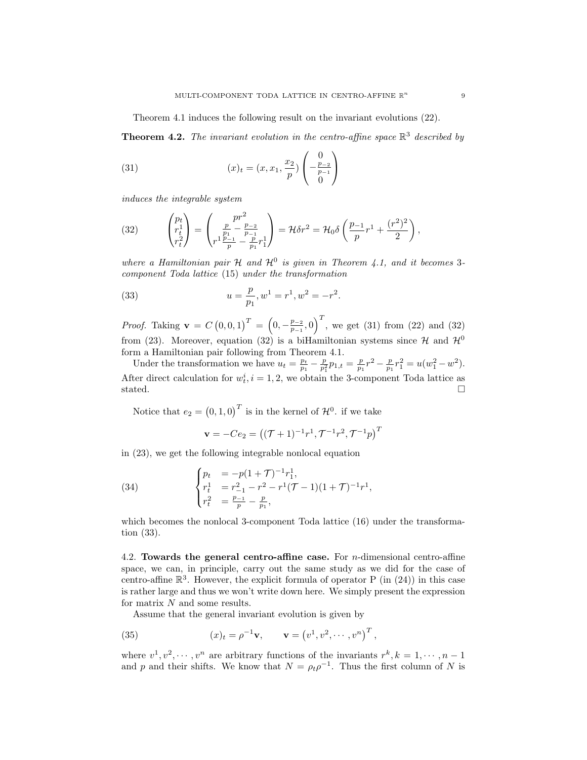Theorem 4.1 induces the following result on the invariant evolutions (22).

**Theorem 4.2.** *The invariant evolution in the centro-affine space $\mathbb{R}^3$ described by*

$$(x)_t = (x, x_1, \frac{x_2}{p}) \begin{pmatrix} 0 \\ -\frac{p_{-2}}{p_{-1}} \\ 0 \end{pmatrix} \tag{31}$$

*induces the integrable system*

$$\begin{pmatrix} p_t \\ r^1_t \\ r^2_t \end{pmatrix} = \begin{pmatrix} pr^2 \\ \frac{p}{p_1} - \frac{p_{-2}}{p_{-1}} \\ r^1 \frac{p_{-1}}{p} - \frac{p}{p_1} r^1_1 \end{pmatrix} = \mathcal{H}\delta r^2 = \mathcal{H}_0 \delta \left( \frac{p_{-1}}{p} r^1 + \frac{(r^2)^2}{2} \right), \tag{32}$$

*where a Hamiltonian pair $\mathcal{H}$ and $\mathcal{H}^0$ is given in Theorem 4.1, and it becomes 3-component Toda lattice (15) under the transformation*

$$u = \frac{p}{p_1}, w^1 = r^1, w^2 = -r^2. \tag{33}$$

*Proof.* Taking $\mathbf{v} = C\left(0, 0, 1\right)^T = \left(0, -\frac{p_{-2}}{p_{-1}}, 0\right)^T$, we get (31) from (22) and (32) from (23). Moreover, equation (32) is a biHamiltonian systems since $\mathcal{H}$ and $\mathcal{H}^0$ form a Hamiltonian pair following from Theorem 4.1.

Under the transformation we have $u_t = \frac{p_t}{p_1} - \frac{p}{p_1^2} p_{1,t} = \frac{p}{p_1} r^2 - \frac{p}{p_1} r^2_1 = u(w^2_1 - w^2)$. After direct calculation for $w^i_t, i = 1, 2$, we obtain the 3-component Toda lattice as stated. □

Notice that $e_2 = \left(0, 1, 0\right)^T$ is in the kernel of $\mathcal{H}^0$. if we take

$$\mathbf{v} = -Ce_2 = \left((\mathcal{T}+1)^{-1} r^1, \mathcal{T}^{-1} r^2, \mathcal{T}^{-1} p\right)^T$$

in (23), we get the following integrable nonlocal equation

$$\begin{cases} p_t &= -p(1+\mathcal{T})^{-1} r^1_1, \\ r^1_t &= r^2_{-1} - r^2 - r^1(\mathcal{T}-1)(1+\mathcal{T})^{-1} r^1, \\ r^2_t &= \frac{p_{-1}}{p} - \frac{p}{p_1}, \end{cases} \tag{34}$$

which becomes the nonlocal 3-component Toda lattice (16) under the transformation (33).

## 4.2. Towards the general centro-affine case.

For $n$-dimensional centro-affine space, we can, in principle, carry out the same study as we did for the case of centro-affine $\mathbb{R}^3$. However, the explicit formula of operator P (in (24)) in this case is rather large and thus we won't write down here. We simply present the expression for matrix $N$ and some results.

Assume that the general invariant evolution is given by

$$(x)_t = \rho^{-1}\mathbf{v}, \qquad \mathbf{v} = \left(v^1, v^2, \cdots, v^n\right)^T, \tag{35}$$

where $v^1, v^2, \cdots, v^n$ are arbitrary functions of the invariants $r^k, k = 1, \cdots, n-1$ and $p$ and their shifts. We know that $N = \rho_t \rho^{-1}$. Thus the first column of $N$ is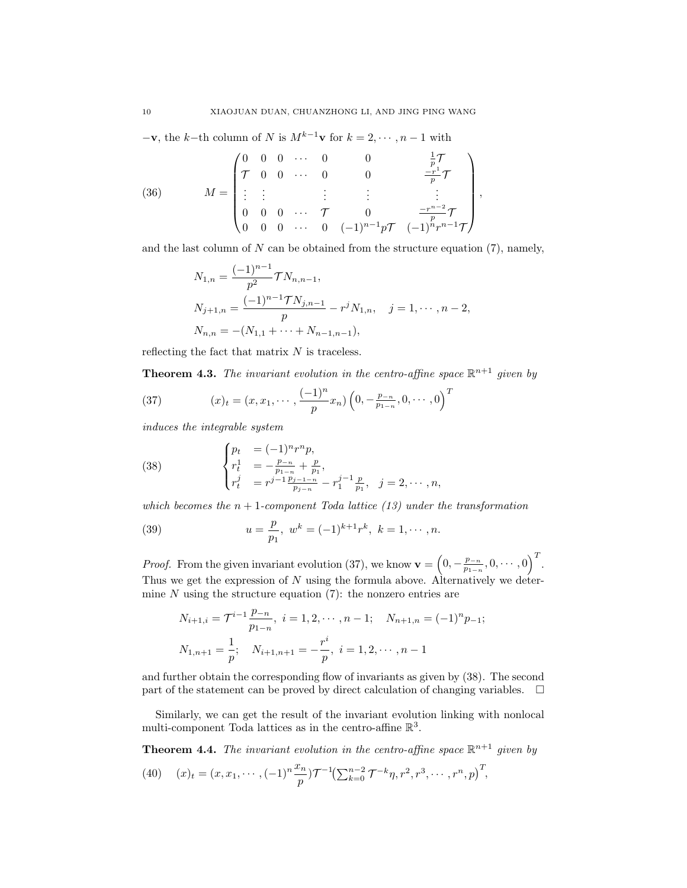$-\mathbf{v}$, the $k$−th column of $N$ is $M^{k-1}\mathbf{v}$ for $k = 2, \cdots, n-1$ with

$$
M = \begin{pmatrix}
0 & 0 & 0 & \cdots & 0 & 0 & \frac{1}{p}\mathcal{T} \\
\mathcal{T} & 0 & 0 & \cdots & 0 & 0 & \frac{-r^1}{p}\mathcal{T} \\
\vdots & \vdots & & \vdots & \vdots & & \vdots \\
0 & 0 & 0 & \cdots & \mathcal{T} & 0 & \frac{-r^{n-2}}{p}\mathcal{T} \\
0 & 0 & 0 & \cdots & 0 & (-1)^{n-1}p\mathcal{T} & (-1)^n r^{n-1}\mathcal{T}
\end{pmatrix}, \tag{36}
$$

and the last column of $N$ can be obtained from the structure equation (7), namely,

$$
\begin{aligned}
N_{1,n} &= \frac{(-1)^{n-1}}{p^2}\mathcal{T}N_{n,n-1}, \\
N_{j+1,n} &= \frac{(-1)^{n-1}\mathcal{T}N_{j,n-1}}{p} - r^j N_{1,n}, \quad j = 1, \cdots, n-2, \\
N_{n,n} &= -(N_{1,1} + \cdots + N_{n-1,n-1}),
\end{aligned}
$$

reflecting the fact that matrix $N$ is traceless.

**Theorem 4.3.** *The invariant evolution in the centro-affine space* $\mathbb{R}^{n+1}$ *given by*

$$
(x)_t = (x, x_1, \cdots, \frac{(-1)^n}{p}x_n)\left(0, -\frac{p_{-n}}{p_{1-n}}, 0, \cdots, 0\right)^T \tag{37}
$$

*induces the integrable system*

$$
\begin{cases}
p_t &= (-1)^n r^n p, \\
r^1_t &= -\frac{p_{-n}}{p_{1-n}} + \frac{p}{p_1}, \\
r^j_t &= r^{j-1}\frac{p_{j-1-n}}{p_{j-n}} - r^{j-1}_1\frac{p}{p_1}, \quad j = 2, \cdots, n,
\end{cases} \tag{38}
$$

*which becomes the* $n+1$*-component Toda lattice (13) under the transformation*

$$
u = \frac{p}{p_1}, \ w^k = (-1)^{k+1}r^k, \ k = 1, \cdots, n. \tag{39}
$$

*Proof.* From the given invariant evolution (37), we know $\mathbf{v} = \left(0, -\frac{p_{-n}}{p_{1-n}}, 0, \cdots, 0\right)^T$. Thus we get the expression of $N$ using the formula above. Alternatively we determine $N$ using the structure equation (7): the nonzero entries are

$$
\begin{aligned}
&N_{i+1,i} = \mathcal{T}^{i-1}\frac{p_{-n}}{p_{1-n}}, \ i = 1, 2, \cdots, n-1; \quad N_{n+1,n} = (-1)^n p_{-1}; \\
&N_{1,n+1} = \frac{1}{p}; \quad N_{i+1,n+1} = -\frac{r^i}{p}, \ i = 1, 2, \cdots, n-1
\end{aligned}
$$

and further obtain the corresponding flow of invariants as given by (38). The second part of the statement can be proved by direct calculation of changing variables. □

Similarly, we can get the result of the invariant evolution linking with nonlocal multi-component Toda lattices as in the centro-affine $\mathbb{R}^3$.

**Theorem 4.4.** *The invariant evolution in the centro-affine space* $\mathbb{R}^{n+1}$ *given by*

$$
(x)_t = (x, x_1, \cdots, (-1)^n\frac{x_n}{p})\mathcal{T}^{-1}\left(\textstyle\sum_{k=0}^{n-2}\mathcal{T}^{-k}\eta, r^2, r^3, \cdots, r^n, p\right)^T, \tag{40}
$$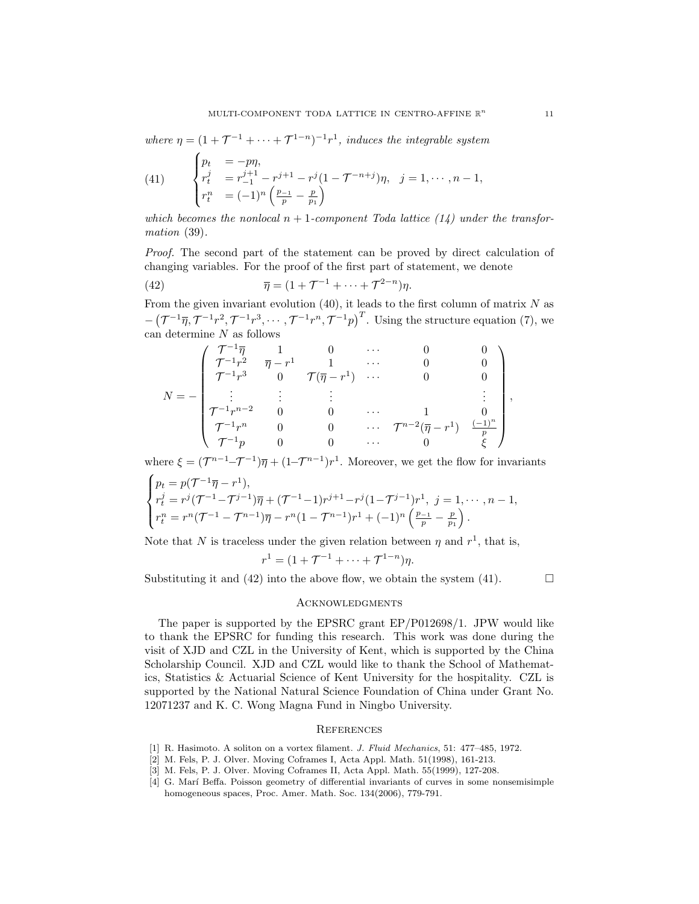*where* $\eta = (1 + \mathcal{T}^{-1} + \cdots + \mathcal{T}^{1-n})^{-1} r^1$*, induces the integrable system*

$$
(41) \qquad \begin{cases} p_t &= -p\eta, \\ r_t^j &= r_{-1}^{j+1} - r^{j+1} - r^j(1 - \mathcal{T}^{-n+j})\eta, \quad j = 1, \cdots, n-1, \\ r_t^n &= (-1)^n \left( \frac{p_{-1}}{p} - \frac{p}{p_1} \right) \end{cases}
$$

*which becomes the nonlocal* $n+1$*-component Toda lattice (14) under the transformation* (39).

*Proof.* The second part of the statement can be proved by direct calculation of changing variables. For the proof of the first part of statement, we denote

$$
(42) \qquad \overline{\eta} = (1 + \mathcal{T}^{-1} + \cdots + \mathcal{T}^{2-n})\eta.
$$

From the given invariant evolution (40), it leads to the first column of matrix $N$ as $-\left(\mathcal{T}^{-1}\overline{\eta}, \mathcal{T}^{-1}r^2, \mathcal{T}^{-1}r^3, \cdots, \mathcal{T}^{-1}r^n, \mathcal{T}^{-1}p\right)^T$. Using the structure equation (7), we can determine $N$ as follows

$$
N = - \begin{pmatrix} \mathcal{T}^{-1}\overline{\eta} & 1 & 0 & \cdots & 0 & 0 \\ \mathcal{T}^{-1}r^2 & \overline{\eta} - r^1 & 1 & \cdots & 0 & 0 \\ \mathcal{T}^{-1}r^3 & 0 & \mathcal{T}(\overline{\eta} - r^1) & \cdots & 0 & 0 \\ \vdots & \vdots & \vdots & & & \vdots \\ \mathcal{T}^{-1}r^{n-2} & 0 & 0 & \cdots & 1 & 0 \\ \mathcal{T}^{-1}r^n & 0 & 0 & \cdots & \mathcal{T}^{n-2}(\overline{\eta} - r^1) & \frac{(-1)^n}{p} \\ \mathcal{T}^{-1}p & 0 & 0 & \cdots & 0 & \xi \end{pmatrix},
$$

where $\xi = (\mathcal{T}^{n-1} - \mathcal{T}^{-1})\overline{\eta} + (1 - \mathcal{T}^{n-1})r^1$. Moreover, we get the flow for invariants

$$
\begin{cases} p_t = p(\mathcal{T}^{-1}\overline{\eta} - r^1), \\ r_t^j = r^j(\mathcal{T}^{-1} - \mathcal{T}^{j-1})\overline{\eta} + (\mathcal{T}^{-1} - 1)r^{j+1} - r^j(1 - \mathcal{T}^{j-1})r^1, \; j = 1, \cdots, n-1, \\ r_t^n = r^n(\mathcal{T}^{-1} - \mathcal{T}^{n-1})\overline{\eta} - r^n(1 - \mathcal{T}^{n-1})r^1 + (-1)^n \left( \frac{p_{-1}}{p} - \frac{p}{p_1} \right). \end{cases}
$$

Note that $N$ is traceless under the given relation between $\eta$ and $r^1$, that is,

$$
r^1 = (1 + \mathcal{T}^{-1} + \cdots + \mathcal{T}^{1-n})\eta.
$$

Substituting it and (42) into the above flow, we obtain the system (41). $\square$

## Acknowledgments

The paper is supported by the EPSRC grant EP/P012698/1. JPW would like to thank the EPSRC for funding this research. This work was done during the visit of XJD and CZL in the University of Kent, which is supported by the China Scholarship Council. XJD and CZL would like to thank the School of Mathematics, Statistics & Actuarial Science of Kent University for the hospitality. CZL is supported by the National Natural Science Foundation of China under Grant No. 12071237 and K. C. Wong Magna Fund in Ningbo University.

## References

[1] R. Hasimoto. A soliton on a vortex filament. *J. Fluid Mechanics*, 51: 477–485, 1972.
[2] M. Fels, P. J. Olver. Moving Coframes I, Acta Appl. Math. 51(1998), 161-213.
[3] M. Fels, P. J. Olver. Moving Coframes II, Acta Appl. Math. 55(1999), 127-208.
[4] G. Marí Beffa. Poisson geometry of differential invariants of curves in some nonsemisimple homogeneous spaces, Proc. Amer. Math. Soc. 134(2006), 779-791.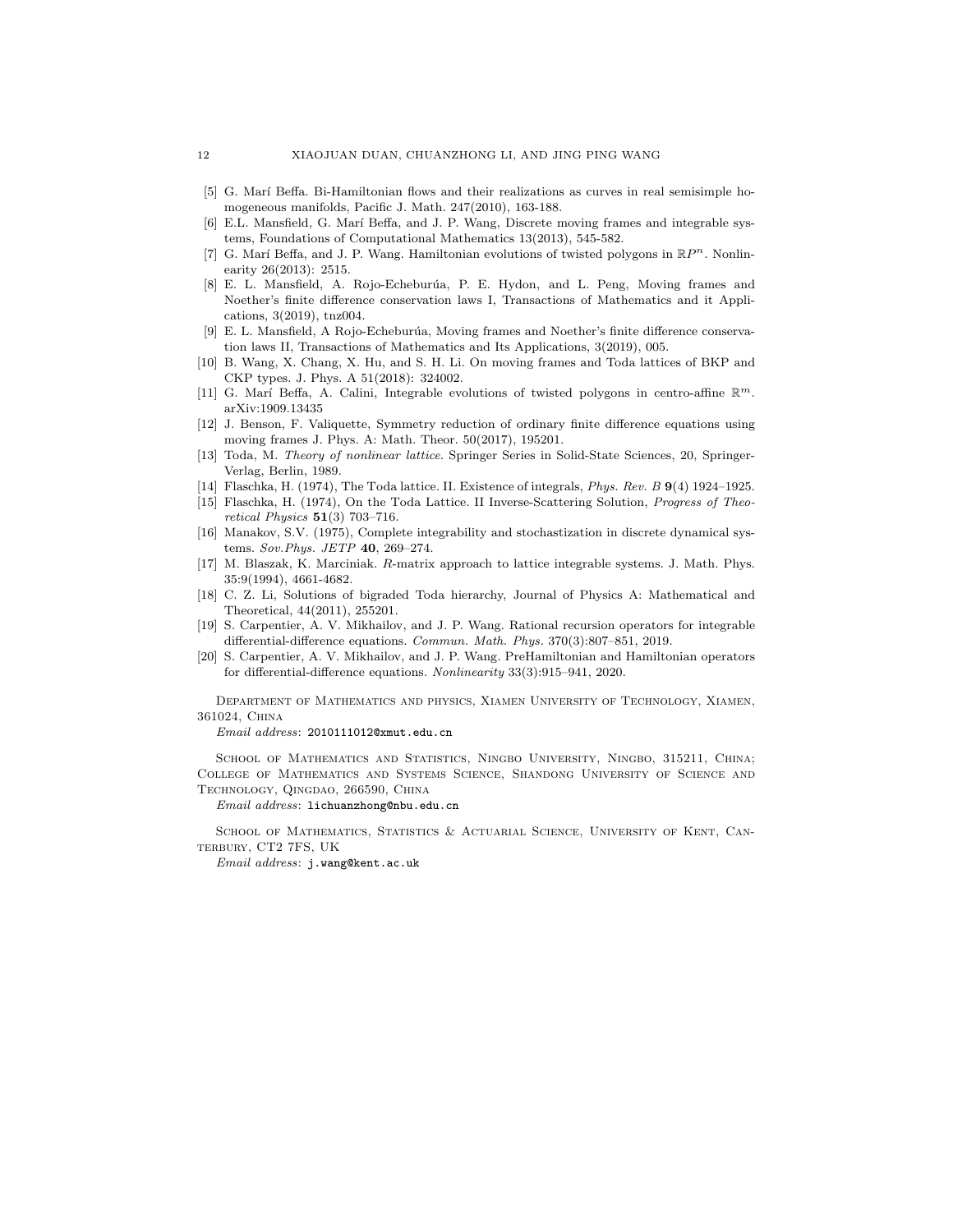[5] G. Marí Beffa. Bi-Hamiltonian flows and their realizations as curves in real semisimple homogeneous manifolds, Pacific J. Math. 247(2010), 163-188.

[6] E.L. Mansfield, G. Marí Beffa, and J. P. Wang, Discrete moving frames and integrable systems, Foundations of Computational Mathematics 13(2013), 545-582.

[7] G. Marí Beffa, and J. P. Wang. Hamiltonian evolutions of twisted polygons in $\mathbb{R}P^n$. Nonlinearity 26(2013): 2515.

[8] E. L. Mansfield, A. Rojo-Echeburúa, P. E. Hydon, and L. Peng, Moving frames and Noether's finite difference conservation laws I, Transactions of Mathematics and it Applications, 3(2019), tnz004.

[9] E. L. Mansfield, A Rojo-Echeburúa, Moving frames and Noether's finite difference conservation laws II, Transactions of Mathematics and Its Applications, 3(2019), 005.

[10] B. Wang, X. Chang, X. Hu, and S. H. Li. On moving frames and Toda lattices of BKP and CKP types. J. Phys. A 51(2018): 324002.

[11] G. Marí Beffa, A. Calini, Integrable evolutions of twisted polygons in centro-affine $\mathbb{R}^m$. arXiv:1909.13435

[12] J. Benson, F. Valiquette, Symmetry reduction of ordinary finite difference equations using moving frames J. Phys. A: Math. Theor. 50(2017), 195201.

[13] Toda, M. *Theory of nonlinear lattice*. Springer Series in Solid-State Sciences, 20, Springer-Verlag, Berlin, 1989.

[14] Flaschka, H. (1974), The Toda lattice. II. Existence of integrals, *Phys. Rev. B* **9**(4) 1924–1925.

[15] Flaschka, H. (1974), On the Toda Lattice. II Inverse-Scattering Solution, *Progress of Theoretical Physics* **51**(3) 703–716.

[16] Manakov, S.V. (1975), Complete integrability and stochastization in discrete dynamical systems. *Sov.Phys. JETP* **40**, 269–274.

[17] M. Blaszak, K. Marciniak. $R$-matrix approach to lattice integrable systems. J. Math. Phys. 35:9(1994), 4661-4682.

[18] C. Z. Li, Solutions of bigraded Toda hierarchy, Journal of Physics A: Mathematical and Theoretical, 44(2011), 255201.

[19] S. Carpentier, A. V. Mikhailov, and J. P. Wang. Rational recursion operators for integrable differential-difference equations. *Commun. Math. Phys.* 370(3):807–851, 2019.

[20] S. Carpentier, A. V. Mikhailov, and J. P. Wang. PreHamiltonian and Hamiltonian operators for differential-difference equations. *Nonlinearity* 33(3):915–941, 2020.

Department of Mathematics and physics, Xiamen University of Technology, Xiamen, 361024, China

*Email address*: 2010111012@xmut.edu.cn

School of Mathematics and Statistics, Ningbo University, Ningbo, 315211, China; College of Mathematics and Systems Science, Shandong University of Science and Technology, Qingdao, 266590, China

*Email address*: lichuanzhong@nbu.edu.cn

School of Mathematics, Statistics & Actuarial Science, University of Kent, Canterbury, CT2 7FS, UK

*Email address*: j.wang@kent.ac.uk